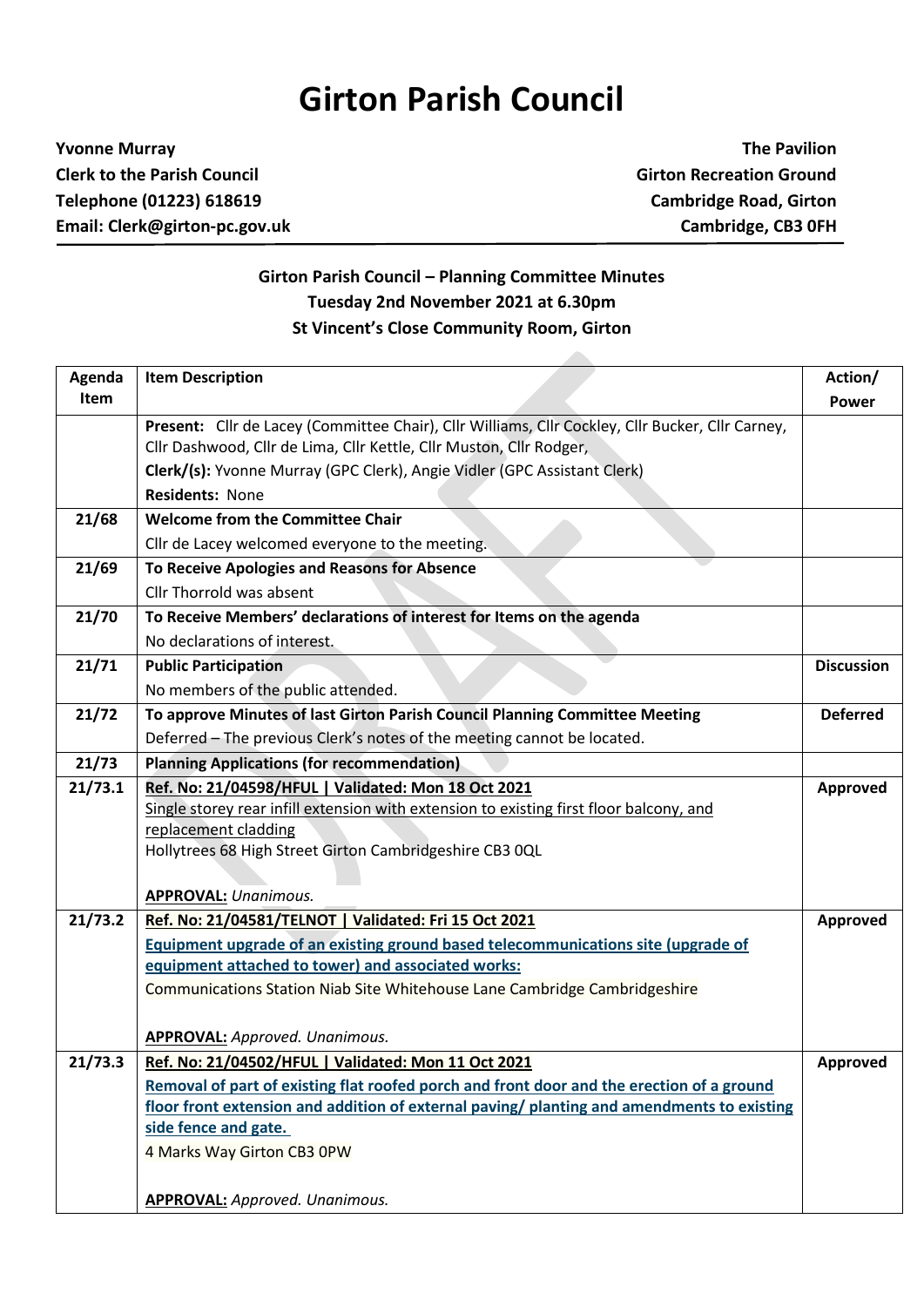# Girton Parish Council

**Yvonne Murray**
**Clerk to the Parish Council**
**Telephone (01223) 618619**
**Email: Clerk@girton-pc.gov.uk**

**The Pavilion**
**Girton Recreation Ground**
**Cambridge Road, Girton**
**Cambridge, CB3 0FH**

**Girton Parish Council – Planning Committee Minutes**
**Tuesday 2nd November 2021 at 6.30pm**
**St Vincent's Close Community Room, Girton**

| Agenda Item | Item Description | Action/ Power |
|---|---|---|
| | **Present:** Cllr de Lacey (Committee Chair), Cllr Williams, Cllr Cockley, Cllr Bucker, Cllr Carney, Cllr Dashwood, Cllr de Lima, Cllr Kettle, Cllr Muston, Cllr Rodger, <br> **Clerk/(s):** Yvonne Murray (GPC Clerk), Angie Vidler (GPC Assistant Clerk) <br> **Residents:** None | |
| **21/68** | **Welcome from the Committee Chair** <br> Cllr de Lacey welcomed everyone to the meeting. | |
| **21/69** | **To Receive Apologies and Reasons for Absence** <br> Cllr Thorrold was absent | |
| **21/70** | **To Receive Members' declarations of interest for Items on the agenda** <br> No declarations of interest. | |
| **21/71** | **Public Participation** <br> No members of the public attended. | **Discussion** |
| **21/72** | **To approve Minutes of last Girton Parish Council Planning Committee Meeting** <br> Deferred – The previous Clerk's notes of the meeting cannot be located. | **Deferred** |
| **21/73** | **Planning Applications (for recommendation)** | |
| **21/73.1** | **Ref. No: 21/04598/HFUL \| Validated: Mon 18 Oct 2021** <br> Single storey rear infill extension with extension to existing first floor balcony, and replacement cladding <br> Hollytrees 68 High Street Girton Cambridgeshire CB3 0QL <br><br> **APPROVAL:** *Unanimous.* | **Approved** |
| **21/73.2** | **Ref. No: 21/04581/TELNOT \| Validated: Fri 15 Oct 2021** <br> **Equipment upgrade of an existing ground based telecommunications site (upgrade of equipment attached to tower) and associated works:** <br> Communications Station Niab Site Whitehouse Lane Cambridge Cambridgeshire <br><br> **APPROVAL:** *Approved. Unanimous.* | **Approved** |
| **21/73.3** | **Ref. No: 21/04502/HFUL \| Validated: Mon 11 Oct 2021** <br> **Removal of part of existing flat roofed porch and front door and the erection of a ground floor front extension and addition of external paving/ planting and amendments to existing side fence and gate.** <br> 4 Marks Way Girton CB3 0PW <br><br> **APPROVAL:** *Approved. Unanimous.* | **Approved** |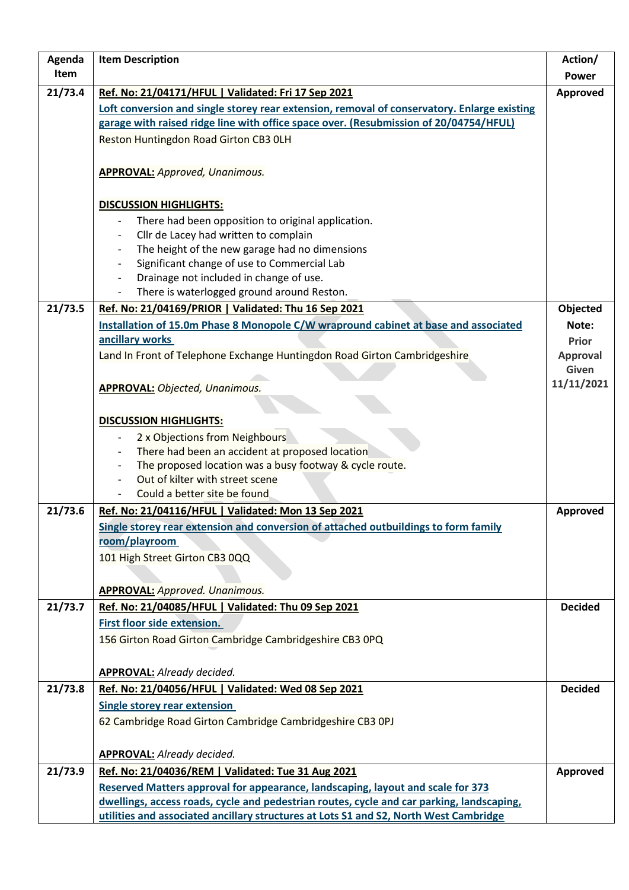| Agenda Item | Item Description | Action/ Power |
|---|---|---|
| 21/73.4 | **Ref. No: 21/04171/HFUL \| Validated: Fri 17 Sep 2021**<br>**Loft conversion and single storey rear extension, removal of conservatory. Enlarge existing garage with raised ridge line with office space over. (Resubmission of 20/04754/HFUL)**<br>Reston Huntingdon Road Girton CB3 0LH<br><br>**APPROVAL:** *Approved, Unanimous.*<br><br>**DISCUSSION HIGHLIGHTS:**<br>- There had been opposition to original application.<br>- Cllr de Lacey had written to complain<br>- The height of the new garage had no dimensions<br>- Significant change of use to Commercial Lab<br>- Drainage not included in change of use.<br>- There is waterlogged ground around Reston. | **Approved** |
| 21/73.5 | **Ref. No: 21/04169/PRIOR \| Validated: Thu 16 Sep 2021**<br>**Installation of 15.0m Phase 8 Monopole C/W wrapround cabinet at base and associated ancillary works**<br>Land In Front of Telephone Exchange Huntingdon Road Girton Cambridgeshire<br><br>**APPROVAL:** *Objected, Unanimous.*<br><br>**DISCUSSION HIGHLIGHTS:**<br>- 2 x Objections from Neighbours<br>- There had been an accident at proposed location<br>- The proposed location was a busy footway & cycle route.<br>- Out of kilter with street scene<br>- Could a better site be found | **Objected**<br>**Note: Prior Approval Given 11/11/2021** |
| 21/73.6 | **Ref. No: 21/04116/HFUL \| Validated: Mon 13 Sep 2021**<br>**Single storey rear extension and conversion of attached outbuildings to form family room/playroom**<br>101 High Street Girton CB3 0QQ<br><br>**APPROVAL:** *Approved. Unanimous.* | **Approved** |
| 21/73.7 | **Ref. No: 21/04085/HFUL \| Validated: Thu 09 Sep 2021**<br>**First floor side extension.**<br>156 Girton Road Girton Cambridge Cambridgeshire CB3 0PQ<br><br>**APPROVAL:** *Already decided.* | **Decided** |
| 21/73.8 | **Ref. No: 21/04056/HFUL \| Validated: Wed 08 Sep 2021**<br>**Single storey rear extension**<br>62 Cambridge Road Girton Cambridge Cambridgeshire CB3 0PJ<br><br>**APPROVAL:** *Already decided.* | **Decided** |
| 21/73.9 | **Ref. No: 21/04036/REM \| Validated: Tue 31 Aug 2021**<br>**Reserved Matters approval for appearance, landscaping, layout and scale for 373 dwellings, access roads, cycle and pedestrian routes, cycle and car parking, landscaping, utilities and associated ancillary structures at Lots S1 and S2, North West Cambridge** | **Approved** |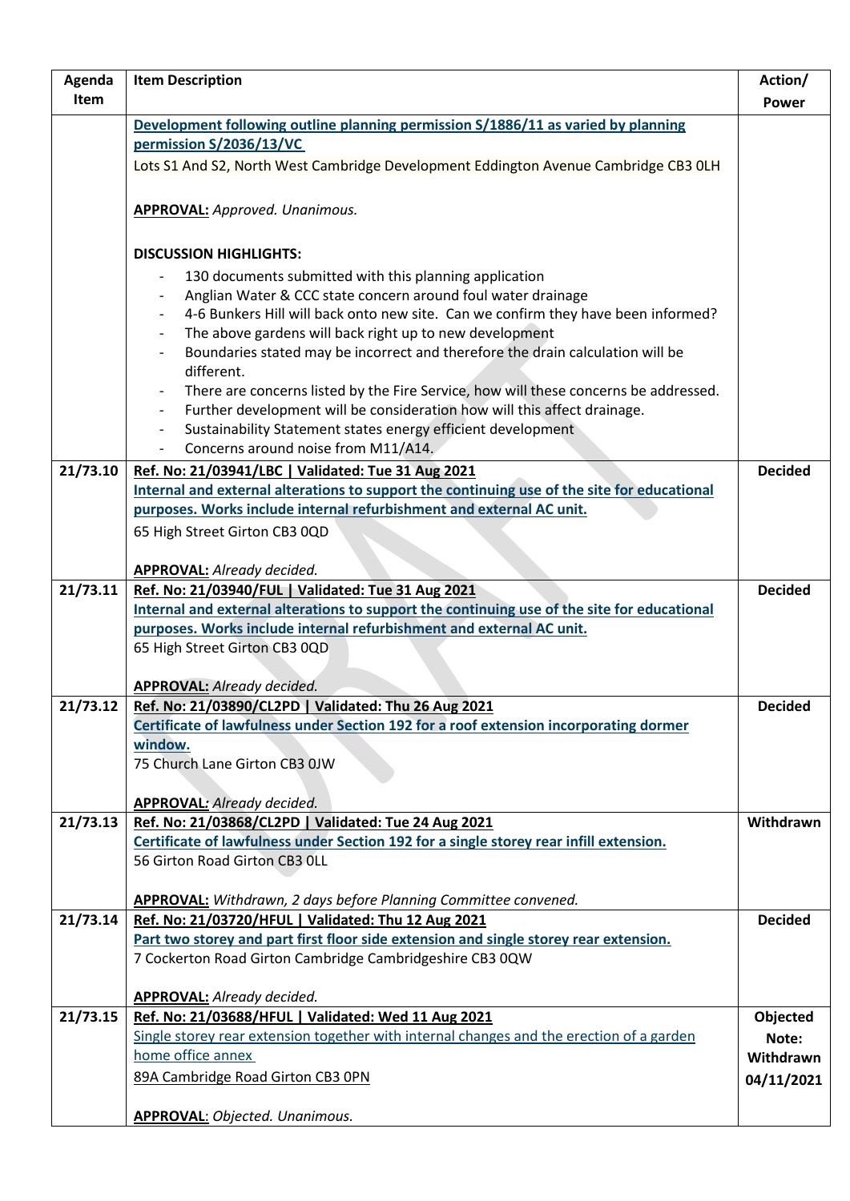| Agenda Item | Item Description | Action/ Power |
| --- | --- | --- |
| | **Development following outline planning permission S/1886/11 as varied by planning permission S/2036/13/VC**<br>Lots S1 And S2, North West Cambridge Development Eddington Avenue Cambridge CB3 0LH<br><br>**APPROVAL:** *Approved. Unanimous.*<br><br>**DISCUSSION HIGHLIGHTS:**<br>- 130 documents submitted with this planning application<br>- Anglian Water & CCC state concern around foul water drainage<br>- 4-6 Bunkers Hill will back onto new site. Can we confirm they have been informed?<br>- The above gardens will back right up to new development<br>- Boundaries stated may be incorrect and therefore the drain calculation will be different.<br>- There are concerns listed by the Fire Service, how will these concerns be addressed.<br>- Further development will be consideration how will this affect drainage.<br>- Sustainability Statement states energy efficient development<br>- Concerns around noise from M11/A14. | |
| 21/73.10 | **Ref. No: 21/03941/LBC \| Validated: Tue 31 Aug 2021**<br>**Internal and external alterations to support the continuing use of the site for educational purposes. Works include internal refurbishment and external AC unit.**<br>65 High Street Girton CB3 0QD<br><br>**APPROVAL:** *Already decided.* | **Decided** |
| 21/73.11 | **Ref. No: 21/03940/FUL \| Validated: Tue 31 Aug 2021**<br>**Internal and external alterations to support the continuing use of the site for educational purposes. Works include internal refurbishment and external AC unit.**<br>65 High Street Girton CB3 0QD<br><br>**APPROVAL:** *Already decided.* | **Decided** |
| 21/73.12 | **Ref. No: 21/03890/CL2PD \| Validated: Thu 26 Aug 2021**<br>**Certificate of lawfulness under Section 192 for a roof extension incorporating dormer window.**<br>75 Church Lane Girton CB3 0JW<br><br>**APPROVAL:** *Already decided.* | **Decided** |
| 21/73.13 | **Ref. No: 21/03868/CL2PD \| Validated: Tue 24 Aug 2021**<br>**Certificate of lawfulness under Section 192 for a single storey rear infill extension.**<br>56 Girton Road Girton CB3 0LL<br><br>**APPROVAL:** *Withdrawn, 2 days before Planning Committee convened.* | **Withdrawn** |
| 21/73.14 | **Ref. No: 21/03720/HFUL \| Validated: Thu 12 Aug 2021**<br>**Part two storey and part first floor side extension and single storey rear extension.**<br>7 Cockerton Road Girton Cambridge Cambridgeshire CB3 0QW<br><br>**APPROVAL:** *Already decided.* | **Decided** |
| 21/73.15 | **Ref. No: 21/03688/HFUL \| Validated: Wed 11 Aug 2021**<br>Single storey rear extension together with internal changes and the erection of a garden home office annex<br>89A Cambridge Road Girton CB3 0PN<br><br>**APPROVAL**: *Objected. Unanimous.* | **Objected Note: Withdrawn 04/11/2021** |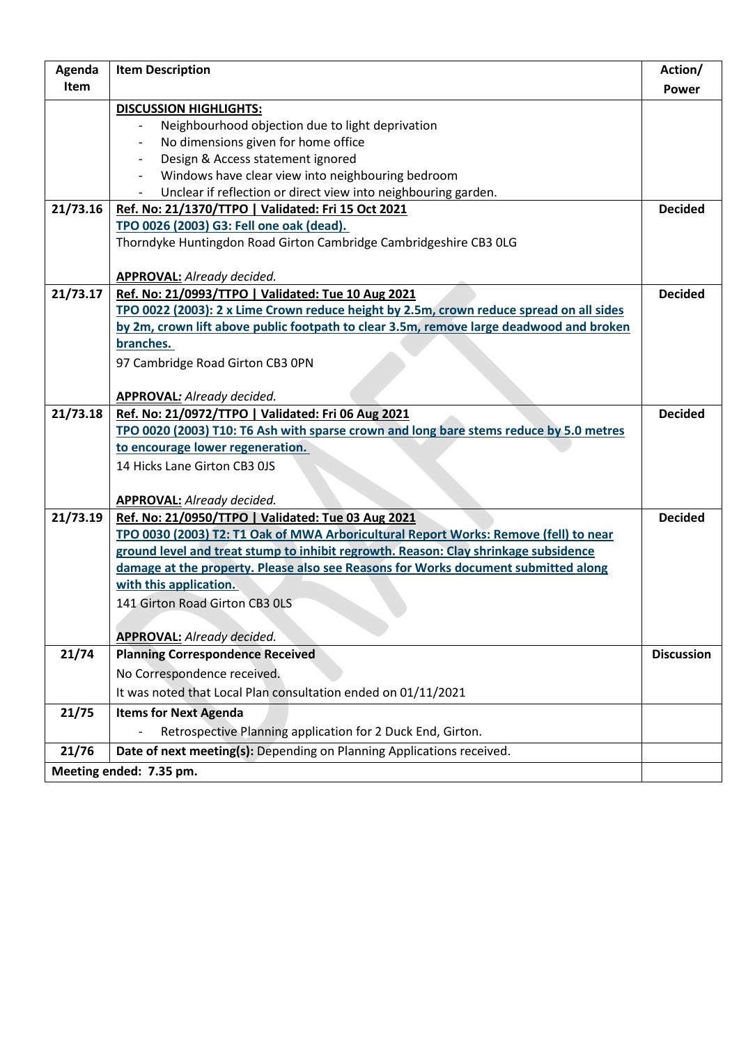| Agenda Item | Item Description | Action/ Power |
|---|---|---|
| | **DISCUSSION HIGHLIGHTS:**<br>- Neighbourhood objection due to light deprivation<br>- No dimensions given for home office<br>- Design & Access statement ignored<br>- Windows have clear view into neighbouring bedroom<br>- Unclear if reflection or direct view into neighbouring garden. | |
| **21/73.16** | **Ref. No: 21/1370/TTPO \| Validated: Fri 15 Oct 2021**<br>**TPO 0026 (2003) G3: Fell one oak (dead).**<br>Thorndyke Huntingdon Road Girton Cambridge Cambridgeshire CB3 0LG<br><br>**APPROVAL:** *Already decided.* | **Decided** |
| **21/73.17** | **Ref. No: 21/0993/TTPO \| Validated: Tue 10 Aug 2021**<br>**TPO 0022 (2003): 2 x Lime Crown reduce height by 2.5m, crown reduce spread on all sides by 2m, crown lift above public footpath to clear 3.5m, remove large deadwood and broken branches.**<br>97 Cambridge Road Girton CB3 0PN<br><br>**APPROVAL:** *Already decided.* | **Decided** |
| **21/73.18** | **Ref. No: 21/0972/TTPO \| Validated: Fri 06 Aug 2021**<br>**TPO 0020 (2003) T10: T6 Ash with sparse crown and long bare stems reduce by 5.0 metres to encourage lower regeneration.**<br>14 Hicks Lane Girton CB3 0JS<br><br>**APPROVAL:** *Already decided.* | **Decided** |
| **21/73.19** | **Ref. No: 21/0950/TTPO \| Validated: Tue 03 Aug 2021**<br>**TPO 0030 (2003) T2: T1 Oak of MWA Arboricultural Report Works: Remove (fell) to near ground level and treat stump to inhibit regrowth. Reason: Clay shrinkage subsidence damage at the property. Please also see Reasons for Works document submitted along with this application.**<br>141 Girton Road Girton CB3 0LS<br><br>**APPROVAL:** *Already decided.* | **Decided** |
| **21/74** | **Planning Correspondence Received**<br>No Correspondence received.<br>It was noted that Local Plan consultation ended on 01/11/2021 | **Discussion** |
| **21/75** | **Items for Next Agenda**<br>- Retrospective Planning application for 2 Duck End, Girton. | |
| **21/76** | **Date of next meeting(s):** Depending on Planning Applications received. | |
| **Meeting ended: 7.35 pm.** | | |